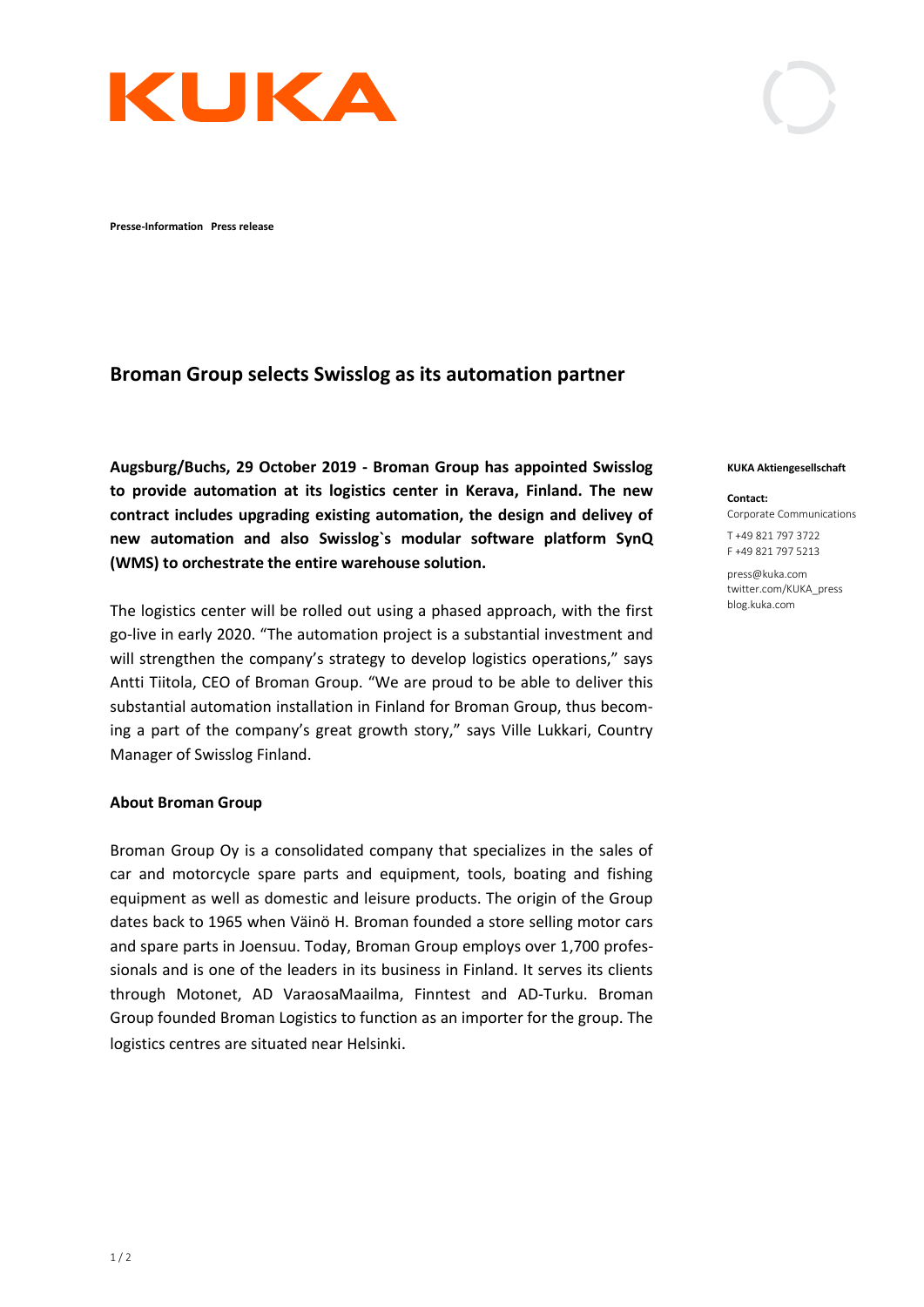KUKA

**Presse-Information Press release**

# Broman Group selects Swisslog as its automation partner

**KUKA Aktiengesellschaft**

**Contact:**
Corporate Communications

T +49 821 797 3722
F +49 821 797 5213

press@kuka.com
twitter.com/KUKA_press
blog.kuka.com

**Augsburg/Buchs, 29 October 2019 - Broman Group has appointed Swisslog to provide automation at its logistics center in Kerava, Finland. The new contract includes upgrading existing automation, the design and delivey of new automation and also Swisslog`s modular software platform SynQ (WMS) to orchestrate the entire warehouse solution.**

The logistics center will be rolled out using a phased approach, with the first go-live in early 2020. "The automation project is a substantial investment and will strengthen the company's strategy to develop logistics operations," says Antti Tiitola, CEO of Broman Group. "We are proud to be able to deliver this substantial automation installation in Finland for Broman Group, thus becoming a part of the company's great growth story," says Ville Lukkari, Country Manager of Swisslog Finland.

**About Broman Group**

Broman Group Oy is a consolidated company that specializes in the sales of car and motorcycle spare parts and equipment, tools, boating and fishing equipment as well as domestic and leisure products. The origin of the Group dates back to 1965 when Väinö H. Broman founded a store selling motor cars and spare parts in Joensuu. Today, Broman Group employs over 1,700 professionals and is one of the leaders in its business in Finland. It serves its clients through Motonet, AD VaraosaMaailma, Finntest and AD-Turku. Broman Group founded Broman Logistics to function as an importer for the group. The logistics centres are situated near Helsinki.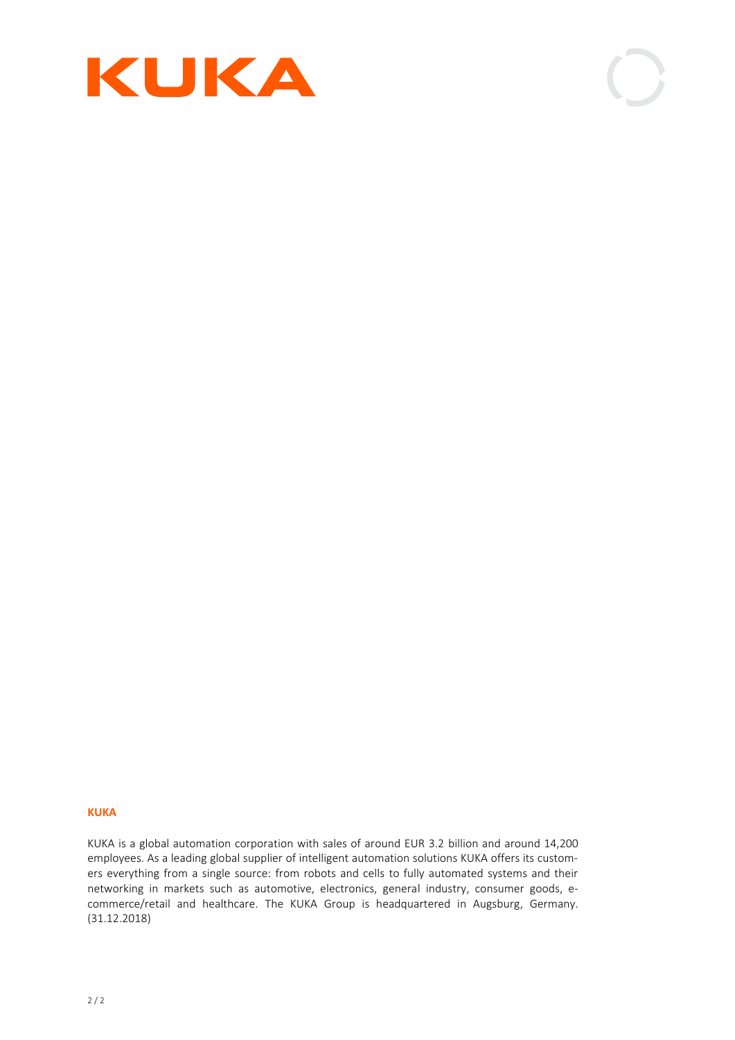**KUKA**

KUKA is a global automation corporation with sales of around EUR 3.2 billion and around 14,200 employees. As a leading global supplier of intelligent automation solutions KUKA offers its customers everything from a single source: from robots and cells to fully automated systems and their networking in markets such as automotive, electronics, general industry, consumer goods, e-commerce/retail and healthcare. The KUKA Group is headquartered in Augsburg, Germany. (31.12.2018)